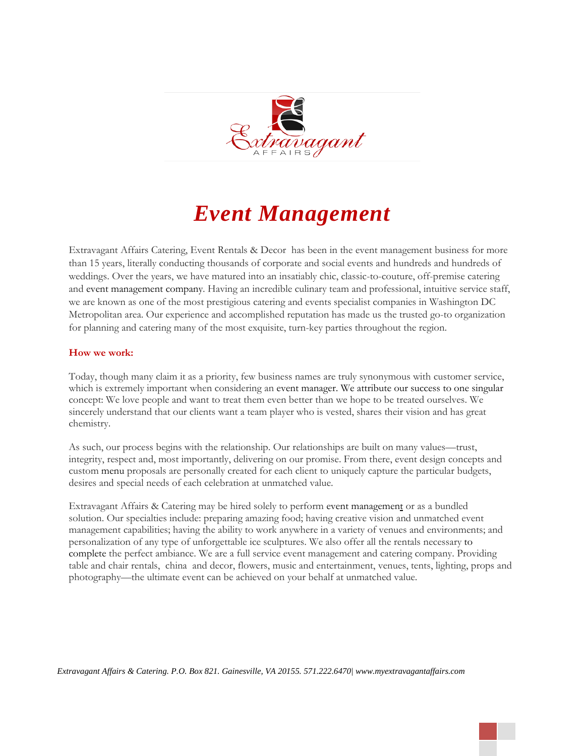# Event Management

Extravagant Affairs Catering, Event Rentals & Decor has been in the event management business for more than 15 years, literally conducting thousands of corporate and social events and hundreds and hundreds of weddings. Over the years, we have matured into an insatiably chic, classic-to-couture, off-premise catering and event management company. Having an incredible culinary team and professional, intuitive service staff, we are known as one of the most prestigious catering and events specialist companies in Washington DC Metropolitan area. Our experience and accomplished reputation has made us the trusted go-to organization for planning and catering many of the most exquisite, turn-key parties throughout the region.

**How we work:**

Today, though many claim it as a priority, few business names are truly synonymous with customer service, which is extremely important when considering an event manager. We attribute our success to one singular concept: We love people and want to treat them even better than we hope to be treated ourselves. We sincerely understand that our clients want a team player who is vested, shares their vision and has great chemistry.

As such, our process begins with the relationship. Our relationships are built on many values—trust, integrity, respect and, most importantly, delivering on our promise. From there, event design concepts and custom menu proposals are personally created for each client to uniquely capture the particular budgets, desires and special needs of each celebration at unmatched value.

Extravagant Affairs & Catering may be hired solely to perform event management or as a bundled solution. Our specialties include: preparing amazing food; having creative vision and unmatched event management capabilities; having the ability to work anywhere in a variety of venues and environments; and personalization of any type of unforgettable ice sculptures. We also offer all the rentals necessary to complete the perfect ambiance. We are a full service event management and catering company. Providing table and chair rentals, china and decor, flowers, music and entertainment, venues, tents, lighting, props and photography—the ultimate event can be achieved on your behalf at unmatched value.

*Extravagant Affairs & Catering. P.O. Box 821. Gainesville, VA 20155. 571.222.6470| www.myextravagantaffairs.com*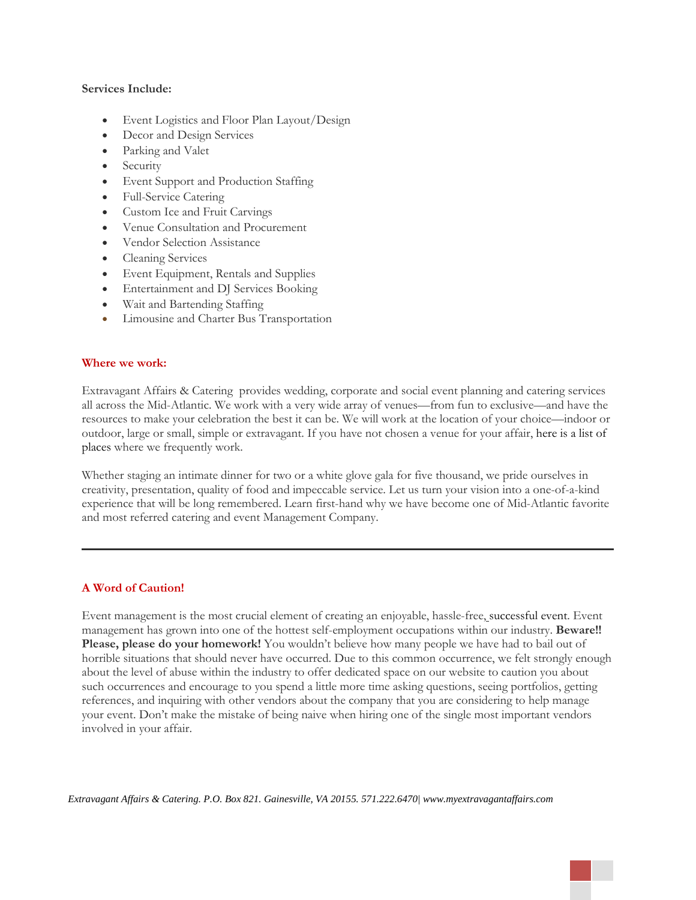**Services Include:**

- Event Logistics and Floor Plan Layout/Design
- Decor and Design Services
- Parking and Valet
- Security
- Event Support and Production Staffing
- Full-Service Catering
- Custom Ice and Fruit Carvings
- Venue Consultation and Procurement
- Vendor Selection Assistance
- Cleaning Services
- Event Equipment, Rentals and Supplies
- Entertainment and DJ Services Booking
- Wait and Bartending Staffing
- Limousine and Charter Bus Transportation

**Where we work:**

Extravagant Affairs & Catering provides wedding, corporate and social event planning and catering services all across the Mid-Atlantic. We work with a very wide array of venues—from fun to exclusive—and have the resources to make your celebration the best it can be. We will work at the location of your choice—indoor or outdoor, large or small, simple or extravagant. If you have not chosen a venue for your affair, here is a list of places where we frequently work.

Whether staging an intimate dinner for two or a white glove gala for five thousand, we pride ourselves in creativity, presentation, quality of food and impeccable service. Let us turn your vision into a one-of-a-kind experience that will be long remembered. Learn first-hand why we have become one of Mid-Atlantic favorite and most referred catering and event Management Company.

---

**A Word of Caution!**

Event management is the most crucial element of creating an enjoyable, hassle-free, successful event. Event management has grown into one of the hottest self-employment occupations within our industry. **Beware!! Please, please do your homework!** You wouldn't believe how many people we have had to bail out of horrible situations that should never have occurred. Due to this common occurrence, we felt strongly enough about the level of abuse within the industry to offer dedicated space on our website to caution you about such occurrences and encourage to you spend a little more time asking questions, seeing portfolios, getting references, and inquiring with other vendors about the company that you are considering to help manage your event. Don't make the mistake of being naive when hiring one of the single most important vendors involved in your affair.

*Extravagant Affairs & Catering. P.O. Box 821. Gainesville, VA 20155. 571.222.6470| www.myextravagantaffairs.com*